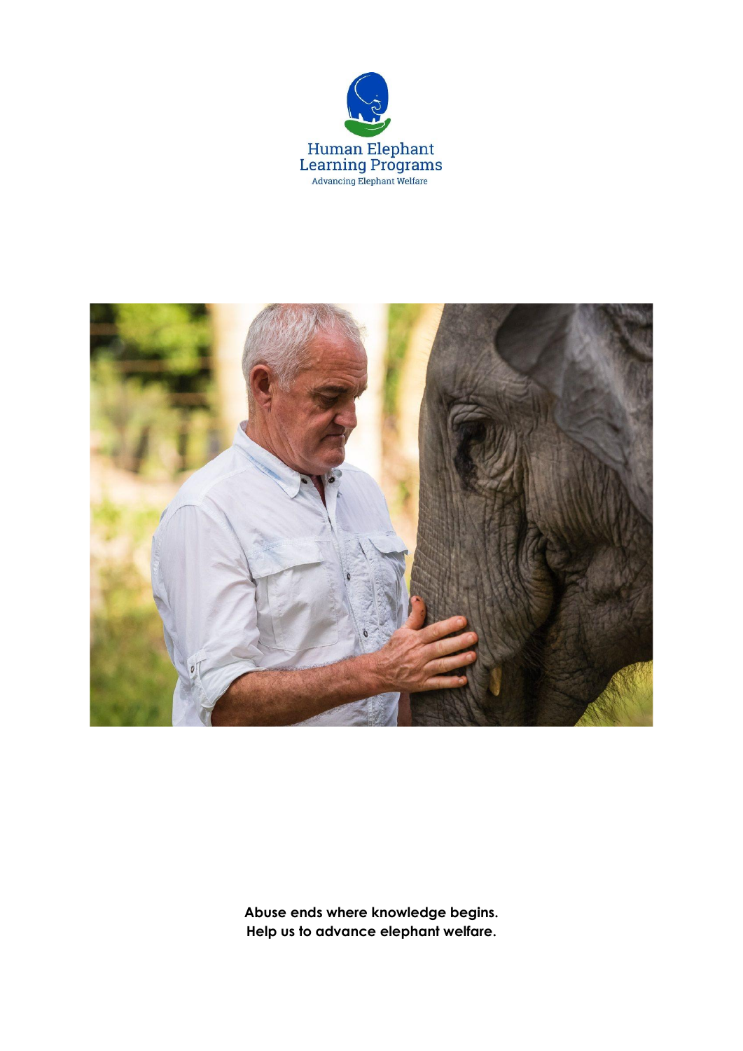Human Elephant
Learning Programs
Advancing Elephant Welfare

**Abuse ends where knowledge begins.**
**Help us to advance elephant welfare.**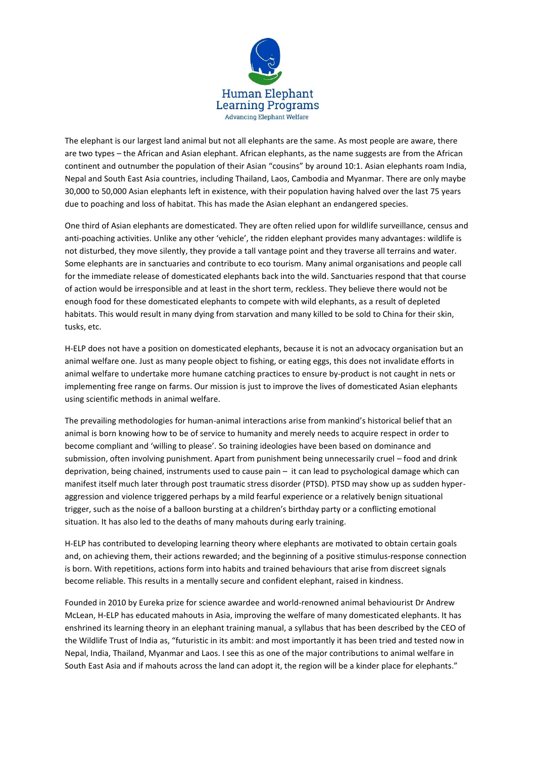Human Elephant
Learning Programs
Advancing Elephant Welfare

The elephant is our largest land animal but not all elephants are the same. As most people are aware, there are two types – the African and Asian elephant. African elephants, as the name suggests are from the African continent and outnumber the population of their Asian "cousins" by around 10:1. Asian elephants roam India, Nepal and South East Asia countries, including Thailand, Laos, Cambodia and Myanmar. There are only maybe 30,000 to 50,000 Asian elephants left in existence, with their population having halved over the last 75 years due to poaching and loss of habitat. This has made the Asian elephant an endangered species.

One third of Asian elephants are domesticated. They are often relied upon for wildlife surveillance, census and anti-poaching activities. Unlike any other 'vehicle', the ridden elephant provides many advantages: wildlife is not disturbed, they move silently, they provide a tall vantage point and they traverse all terrains and water. Some elephants are in sanctuaries and contribute to eco tourism. Many animal organisations and people call for the immediate release of domesticated elephants back into the wild. Sanctuaries respond that that course of action would be irresponsible and at least in the short term, reckless. They believe there would not be enough food for these domesticated elephants to compete with wild elephants, as a result of depleted habitats. This would result in many dying from starvation and many killed to be sold to China for their skin, tusks, etc.

H-ELP does not have a position on domesticated elephants, because it is not an advocacy organisation but an animal welfare one. Just as many people object to fishing, or eating eggs, this does not invalidate efforts in animal welfare to undertake more humane catching practices to ensure by-product is not caught in nets or implementing free range on farms. Our mission is just to improve the lives of domesticated Asian elephants using scientific methods in animal welfare.

The prevailing methodologies for human-animal interactions arise from mankind's historical belief that an animal is born knowing how to be of service to humanity and merely needs to acquire respect in order to become compliant and 'willing to please'. So training ideologies have been based on dominance and submission, often involving punishment. Apart from punishment being unnecessarily cruel – food and drink deprivation, being chained, instruments used to cause pain – it can lead to psychological damage which can manifest itself much later through post traumatic stress disorder (PTSD). PTSD may show up as sudden hyper-aggression and violence triggered perhaps by a mild fearful experience or a relatively benign situational trigger, such as the noise of a balloon bursting at a children's birthday party or a conflicting emotional situation. It has also led to the deaths of many mahouts during early training.

H-ELP has contributed to developing learning theory where elephants are motivated to obtain certain goals and, on achieving them, their actions rewarded; and the beginning of a positive stimulus-response connection is born. With repetitions, actions form into habits and trained behaviours that arise from discreet signals become reliable. This results in a mentally secure and confident elephant, raised in kindness.

Founded in 2010 by Eureka prize for science awardee and world-renowned animal behaviourist Dr Andrew McLean, H-ELP has educated mahouts in Asia, improving the welfare of many domesticated elephants. It has enshrined its learning theory in an elephant training manual, a syllabus that has been described by the CEO of the Wildlife Trust of India as, "futuristic in its ambit: and most importantly it has been tried and tested now in Nepal, India, Thailand, Myanmar and Laos. I see this as one of the major contributions to animal welfare in South East Asia and if mahouts across the land can adopt it, the region will be a kinder place for elephants."